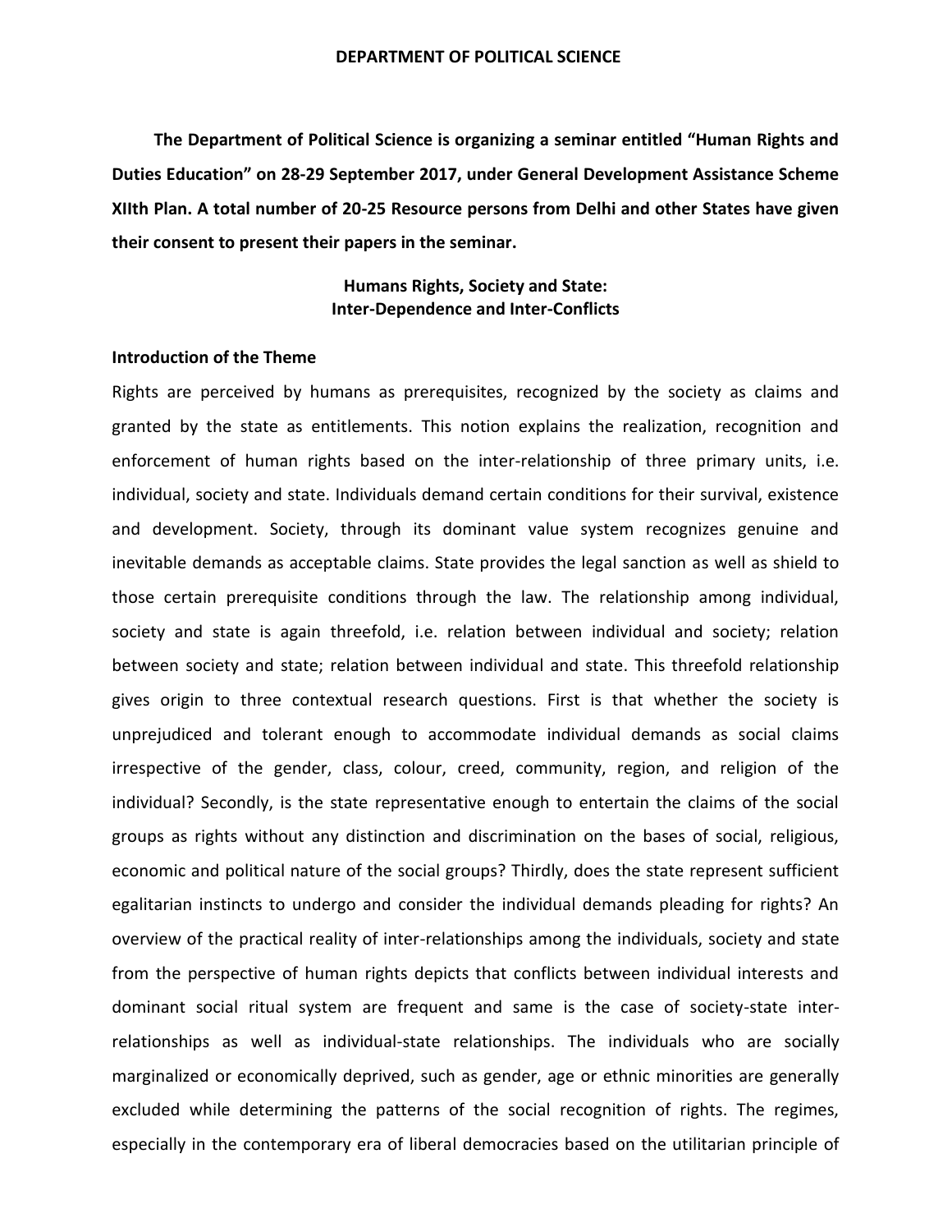# DEPARTMENT OF POLITICAL SCIENCE

**The Department of Political Science is organizing a seminar entitled "Human Rights and Duties Education" on 28-29 September 2017, under General Development Assistance Scheme XIIth Plan. A total number of 20-25 Resource persons from Delhi and other States have given their consent to present their papers in the seminar.**

## Humans Rights, Society and State: Inter-Dependence and Inter-Conflicts

### Introduction of the Theme

Rights are perceived by humans as prerequisites, recognized by the society as claims and granted by the state as entitlements. This notion explains the realization, recognition and enforcement of human rights based on the inter-relationship of three primary units, i.e. individual, society and state. Individuals demand certain conditions for their survival, existence and development. Society, through its dominant value system recognizes genuine and inevitable demands as acceptable claims. State provides the legal sanction as well as shield to those certain prerequisite conditions through the law. The relationship among individual, society and state is again threefold, i.e. relation between individual and society; relation between society and state; relation between individual and state. This threefold relationship gives origin to three contextual research questions. First is that whether the society is unprejudiced and tolerant enough to accommodate individual demands as social claims irrespective of the gender, class, colour, creed, community, region, and religion of the individual? Secondly, is the state representative enough to entertain the claims of the social groups as rights without any distinction and discrimination on the bases of social, religious, economic and political nature of the social groups? Thirdly, does the state represent sufficient egalitarian instincts to undergo and consider the individual demands pleading for rights? An overview of the practical reality of inter-relationships among the individuals, society and state from the perspective of human rights depicts that conflicts between individual interests and dominant social ritual system are frequent and same is the case of society-state inter-relationships as well as individual-state relationships. The individuals who are socially marginalized or economically deprived, such as gender, age or ethnic minorities are generally excluded while determining the patterns of the social recognition of rights. The regimes, especially in the contemporary era of liberal democracies based on the utilitarian principle of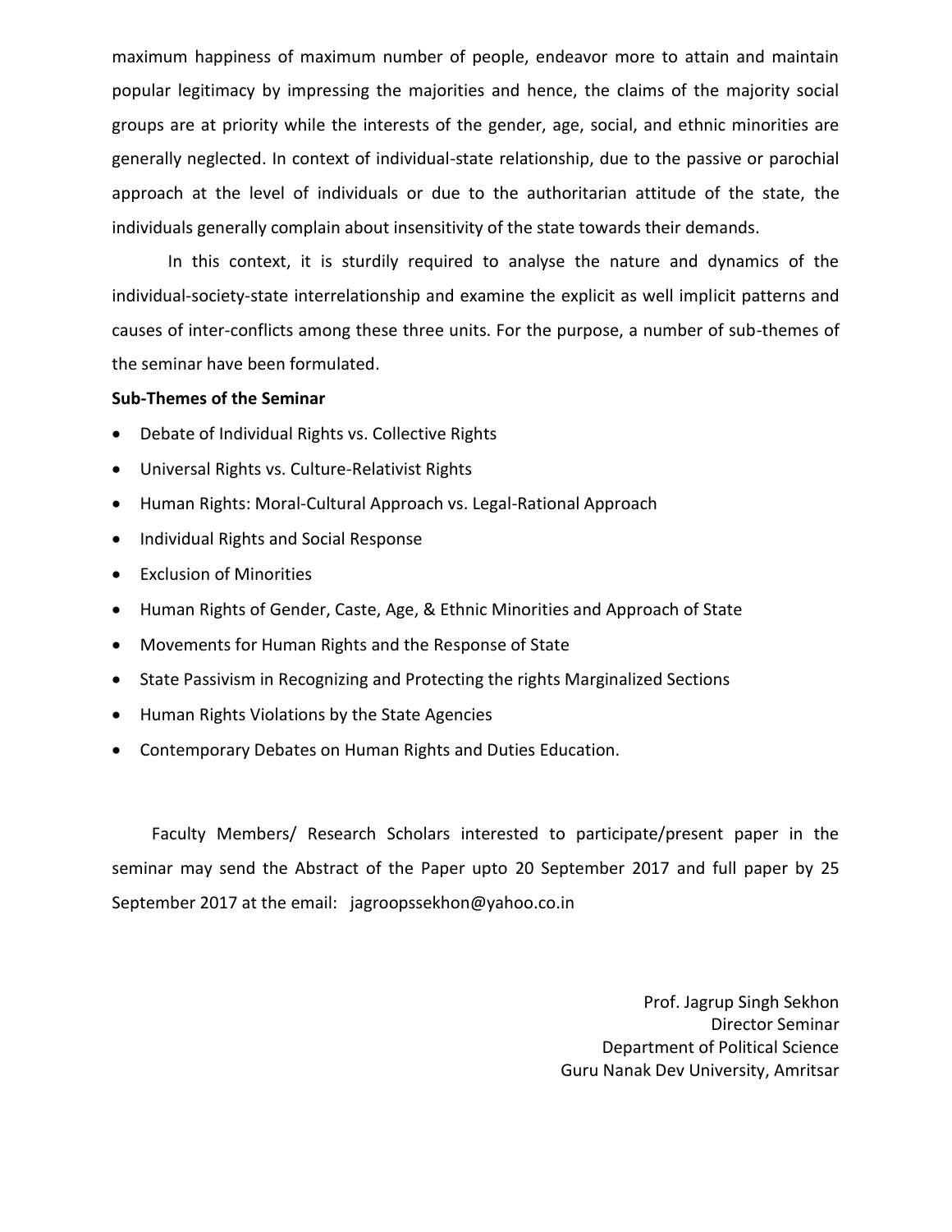maximum happiness of maximum number of people, endeavor more to attain and maintain popular legitimacy by impressing the majorities and hence, the claims of the majority social groups are at priority while the interests of the gender, age, social, and ethnic minorities are generally neglected. In context of individual-state relationship, due to the passive or parochial approach at the level of individuals or due to the authoritarian attitude of the state, the individuals generally complain about insensitivity of the state towards their demands.

In this context, it is sturdily required to analyse the nature and dynamics of the individual-society-state interrelationship and examine the explicit as well implicit patterns and causes of inter-conflicts among these three units. For the purpose, a number of sub-themes of the seminar have been formulated.

**Sub-Themes of the Seminar**

- Debate of Individual Rights vs. Collective Rights
- Universal Rights vs. Culture-Relativist Rights
- Human Rights: Moral-Cultural Approach vs. Legal-Rational Approach
- Individual Rights and Social Response
- Exclusion of Minorities
- Human Rights of Gender, Caste, Age, & Ethnic Minorities and Approach of State
- Movements for Human Rights and the Response of State
- State Passivism in Recognizing and Protecting the rights Marginalized Sections
- Human Rights Violations by the State Agencies
- Contemporary Debates on Human Rights and Duties Education.

Faculty Members/ Research Scholars interested to participate/present paper in the seminar may send the Abstract of the Paper upto 20 September 2017 and full paper by 25 September 2017 at the email: jagroopssekhon@yahoo.co.in

Prof. Jagrup Singh Sekhon
Director Seminar
Department of Political Science
Guru Nanak Dev University, Amritsar